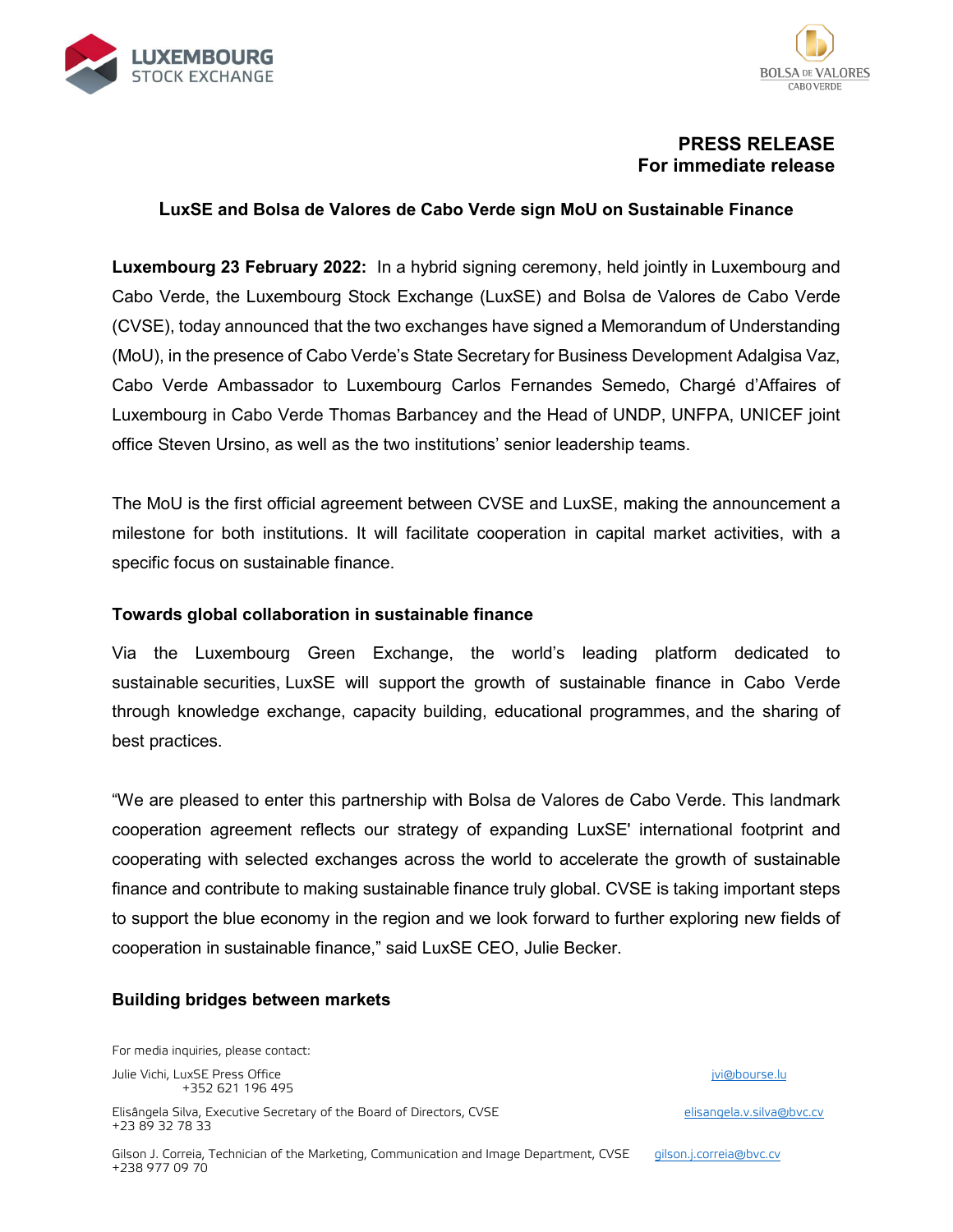**PRESS RELEASE**
**For immediate release**

## LuxSE and Bolsa de Valores de Cabo Verde sign MoU on Sustainable Finance

**Luxembourg 23 February 2022:** In a hybrid signing ceremony, held jointly in Luxembourg and Cabo Verde, the Luxembourg Stock Exchange (LuxSE) and Bolsa de Valores de Cabo Verde (CVSE), today announced that the two exchanges have signed a Memorandum of Understanding (MoU), in the presence of Cabo Verde's State Secretary for Business Development Adalgisa Vaz, Cabo Verde Ambassador to Luxembourg Carlos Fernandes Semedo, Chargé d'Affaires of Luxembourg in Cabo Verde Thomas Barbancey and the Head of UNDP, UNFPA, UNICEF joint office Steven Ursino, as well as the two institutions' senior leadership teams.

The MoU is the first official agreement between CVSE and LuxSE, making the announcement a milestone for both institutions. It will facilitate cooperation in capital market activities, with a specific focus on sustainable finance.

### Towards global collaboration in sustainable finance

Via the Luxembourg Green Exchange, the world's leading platform dedicated to sustainable securities, LuxSE will support the growth of sustainable finance in Cabo Verde through knowledge exchange, capacity building, educational programmes, and the sharing of best practices.

"We are pleased to enter this partnership with Bolsa de Valores de Cabo Verde. This landmark cooperation agreement reflects our strategy of expanding LuxSE' international footprint and cooperating with selected exchanges across the world to accelerate the growth of sustainable finance and contribute to making sustainable finance truly global. CVSE is taking important steps to support the blue economy in the region and we look forward to further exploring new fields of cooperation in sustainable finance," said LuxSE CEO, Julie Becker.

### Building bridges between markets

For media inquiries, please contact:

Julie Vichi, LuxSE Press Office
+352 621 196 495
jvi@bourse.lu

Elisângela Silva, Executive Secretary of the Board of Directors, CVSE
+23 89 32 78 33
elisangela.v.silva@bvc.cv

Gilson J. Correia, Technician of the Marketing, Communication and Image Department, CVSE
+238 977 09 70
gilson.j.correia@bvc.cv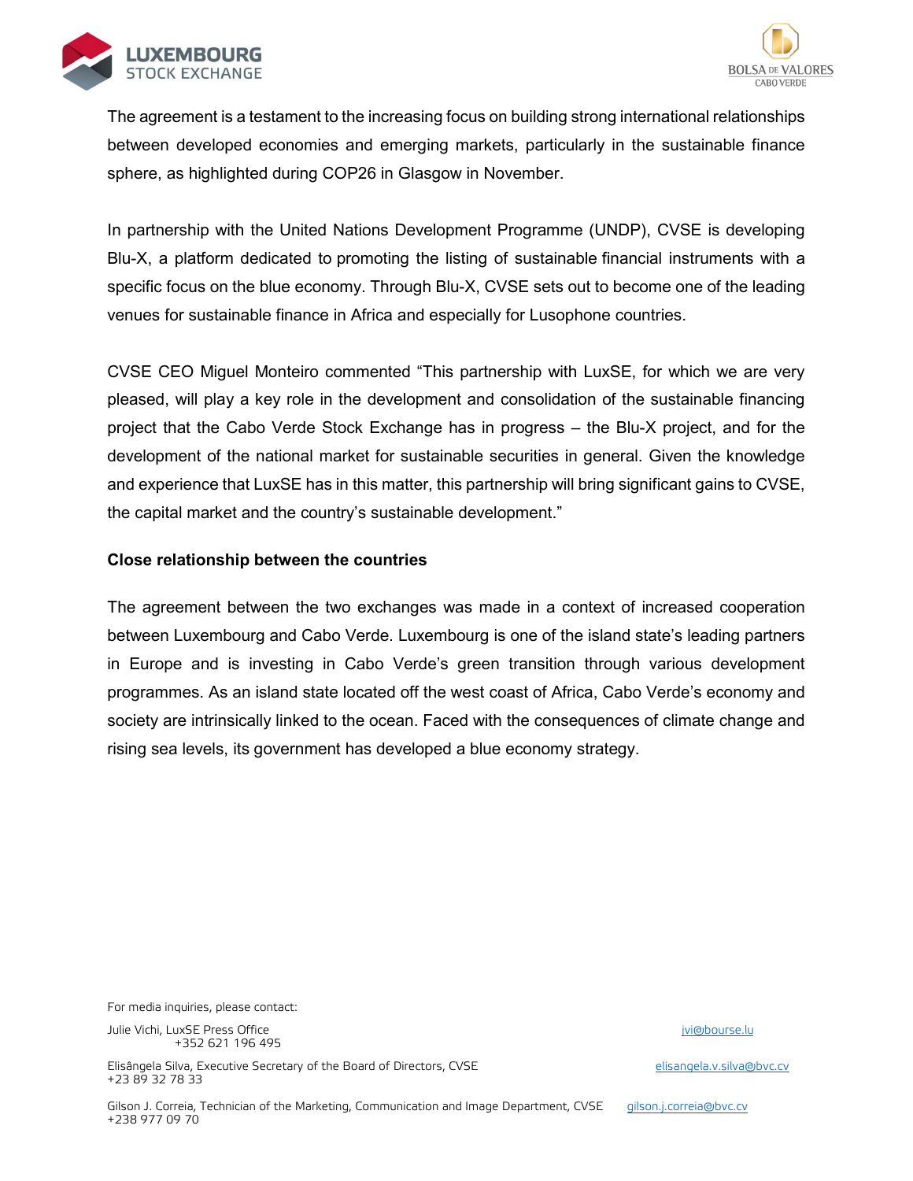The agreement is a testament to the increasing focus on building strong international relationships between developed economies and emerging markets, particularly in the sustainable finance sphere, as highlighted during COP26 in Glasgow in November.

In partnership with the United Nations Development Programme (UNDP), CVSE is developing Blu-X, a platform dedicated to promoting the listing of sustainable financial instruments with a specific focus on the blue economy. Through Blu-X, CVSE sets out to become one of the leading venues for sustainable finance in Africa and especially for Lusophone countries.

CVSE CEO Miguel Monteiro commented "This partnership with LuxSE, for which we are very pleased, will play a key role in the development and consolidation of the sustainable financing project that the Cabo Verde Stock Exchange has in progress – the Blu-X project, and for the development of the national market for sustainable securities in general. Given the knowledge and experience that LuxSE has in this matter, this partnership will bring significant gains to CVSE, the capital market and the country's sustainable development."

**Close relationship between the countries**

The agreement between the two exchanges was made in a context of increased cooperation between Luxembourg and Cabo Verde. Luxembourg is one of the island state's leading partners in Europe and is investing in Cabo Verde's green transition through various development programmes. As an island state located off the west coast of Africa, Cabo Verde's economy and society are intrinsically linked to the ocean. Faced with the consequences of climate change and rising sea levels, its government has developed a blue economy strategy.

For media inquiries, please contact:

Julie Vichi, LuxSE Press Office
+352 621 196 495
jvi@bourse.lu

Elisângela Silva, Executive Secretary of the Board of Directors, CVSE
+23 89 32 78 33
elisangela.v.silva@bvc.cv

Gilson J. Correia, Technician of the Marketing, Communication and Image Department, CVSE
+238 977 09 70
gilson.j.correia@bvc.cv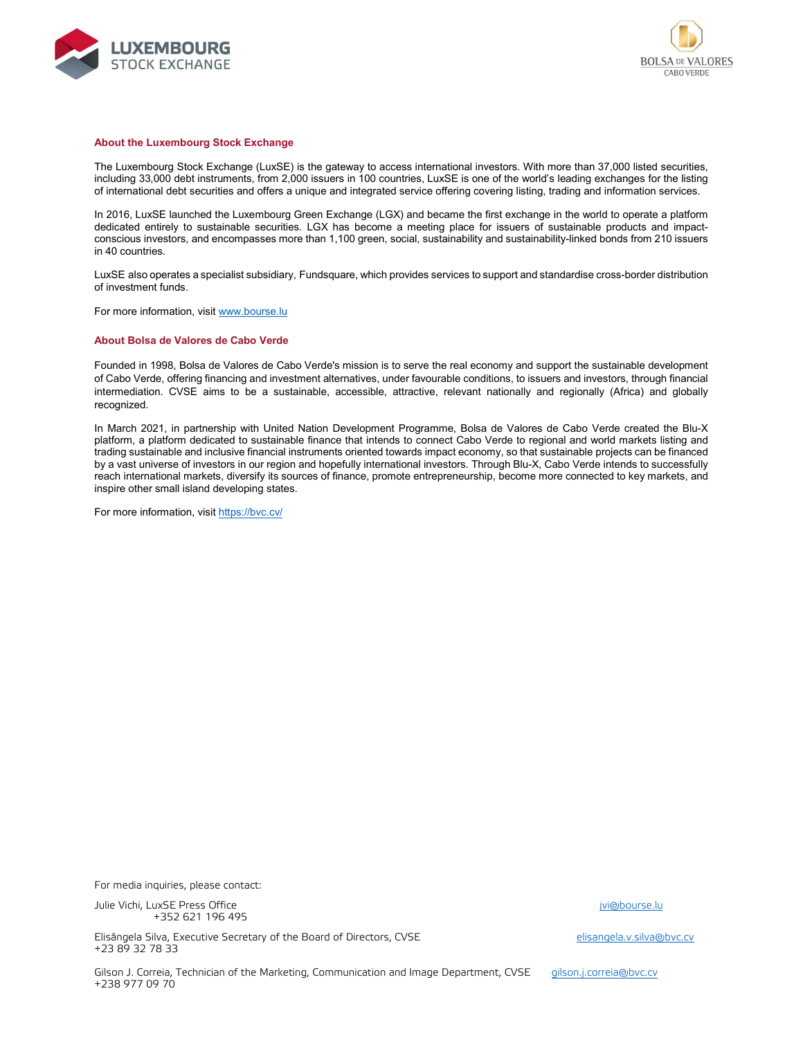### About the Luxembourg Stock Exchange

The Luxembourg Stock Exchange (LuxSE) is the gateway to access international investors. With more than 37,000 listed securities, including 33,000 debt instruments, from 2,000 issuers in 100 countries, LuxSE is one of the world's leading exchanges for the listing of international debt securities and offers a unique and integrated service offering covering listing, trading and information services.

In 2016, LuxSE launched the Luxembourg Green Exchange (LGX) and became the first exchange in the world to operate a platform dedicated entirely to sustainable securities. LGX has become a meeting place for issuers of sustainable products and impact-conscious investors, and encompasses more than 1,100 green, social, sustainability and sustainability-linked bonds from 210 issuers in 40 countries.

LuxSE also operates a specialist subsidiary, Fundsquare, which provides services to support and standardise cross-border distribution of investment funds.

For more information, visit [www.bourse.lu](www.bourse.lu)

### About Bolsa de Valores de Cabo Verde

Founded in 1998, Bolsa de Valores de Cabo Verde's mission is to serve the real economy and support the sustainable development of Cabo Verde, offering financing and investment alternatives, under favourable conditions, to issuers and investors, through financial intermediation. CVSE aims to be a sustainable, accessible, attractive, relevant nationally and regionally (Africa) and globally recognized.

In March 2021, in partnership with United Nation Development Programme, Bolsa de Valores de Cabo Verde created the Blu-X platform, a platform dedicated to sustainable finance that intends to connect Cabo Verde to regional and world markets listing and trading sustainable and inclusive financial instruments oriented towards impact economy, so that sustainable projects can be financed by a vast universe of investors in our region and hopefully international investors. Through Blu-X, Cabo Verde intends to successfully reach international markets, diversify its sources of finance, promote entrepreneurship, become more connected to key markets, and inspire other small island developing states.

For more information, visit [https://bvc.cv/](https://bvc.cv/)

For media inquiries, please contact:

Julie Vichi, LuxSE Press Office — jvi@bourse.lu
+352 621 196 495

Elisângela Silva, Executive Secretary of the Board of Directors, CVSE — elisangela.v.silva@bvc.cv
+23 89 32 78 33

Gilson J. Correia, Technician of the Marketing, Communication and Image Department, CVSE — gilson.j.correia@bvc.cv
+238 977 09 70